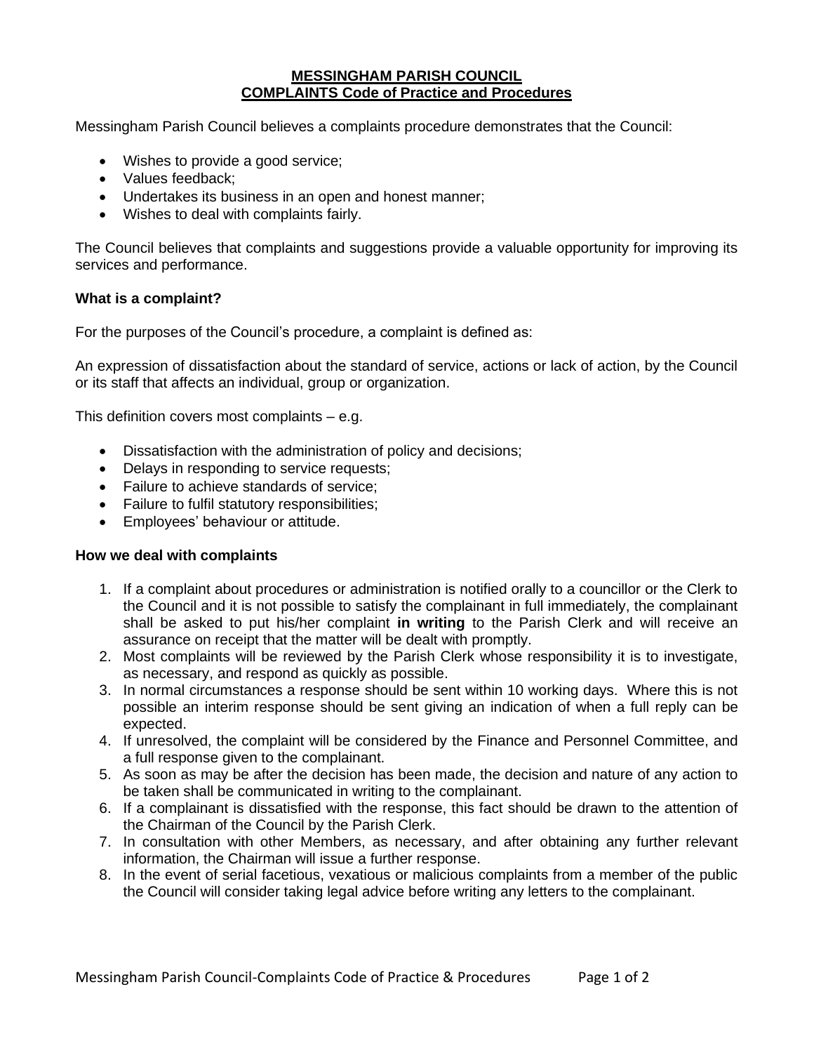# MESSINGHAM PARISH COUNCIL
## COMPLAINTS Code of Practice and Procedures

Messingham Parish Council believes a complaints procedure demonstrates that the Council:

- Wishes to provide a good service;
- Values feedback;
- Undertakes its business in an open and honest manner;
- Wishes to deal with complaints fairly.

The Council believes that complaints and suggestions provide a valuable opportunity for improving its services and performance.

### What is a complaint?

For the purposes of the Council's procedure, a complaint is defined as:

An expression of dissatisfaction about the standard of service, actions or lack of action, by the Council or its staff that affects an individual, group or organization.

This definition covers most complaints – e.g.

- Dissatisfaction with the administration of policy and decisions;
- Delays in responding to service requests;
- Failure to achieve standards of service;
- Failure to fulfil statutory responsibilities;
- Employees' behaviour or attitude.

### How we deal with complaints

1. If a complaint about procedures or administration is notified orally to a councillor or the Clerk to the Council and it is not possible to satisfy the complainant in full immediately, the complainant shall be asked to put his/her complaint **in writing** to the Parish Clerk and will receive an assurance on receipt that the matter will be dealt with promptly.
2. Most complaints will be reviewed by the Parish Clerk whose responsibility it is to investigate, as necessary, and respond as quickly as possible.
3. In normal circumstances a response should be sent within 10 working days. Where this is not possible an interim response should be sent giving an indication of when a full reply can be expected.
4. If unresolved, the complaint will be considered by the Finance and Personnel Committee, and a full response given to the complainant.
5. As soon as may be after the decision has been made, the decision and nature of any action to be taken shall be communicated in writing to the complainant.
6. If a complainant is dissatisfied with the response, this fact should be drawn to the attention of the Chairman of the Council by the Parish Clerk.
7. In consultation with other Members, as necessary, and after obtaining any further relevant information, the Chairman will issue a further response.
8. In the event of serial facetious, vexatious or malicious complaints from a member of the public the Council will consider taking legal advice before writing any letters to the complainant.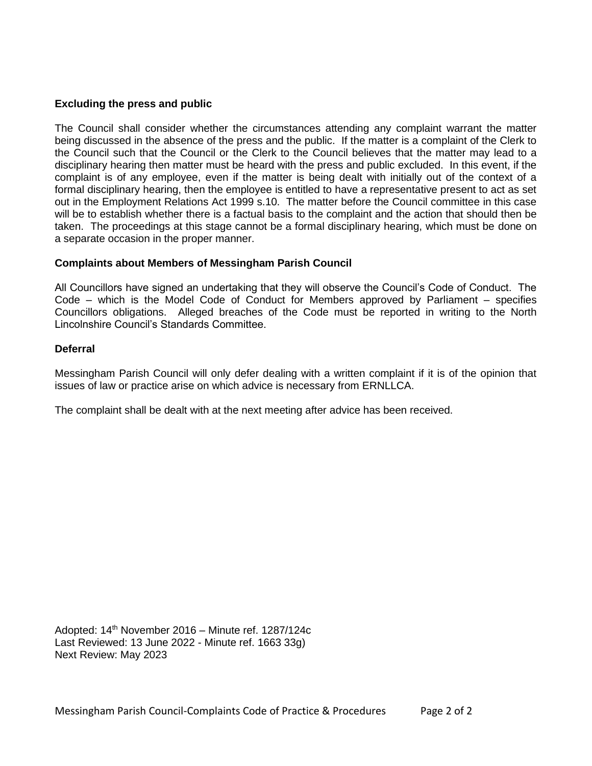**Excluding the press and public**

The Council shall consider whether the circumstances attending any complaint warrant the matter being discussed in the absence of the press and the public. If the matter is a complaint of the Clerk to the Council such that the Council or the Clerk to the Council believes that the matter may lead to a disciplinary hearing then matter must be heard with the press and public excluded. In this event, if the complaint is of any employee, even if the matter is being dealt with initially out of the context of a formal disciplinary hearing, then the employee is entitled to have a representative present to act as set out in the Employment Relations Act 1999 s.10. The matter before the Council committee in this case will be to establish whether there is a factual basis to the complaint and the action that should then be taken. The proceedings at this stage cannot be a formal disciplinary hearing, which must be done on a separate occasion in the proper manner.

**Complaints about Members of Messingham Parish Council**

All Councillors have signed an undertaking that they will observe the Council's Code of Conduct. The Code – which is the Model Code of Conduct for Members approved by Parliament – specifies Councillors obligations. Alleged breaches of the Code must be reported in writing to the North Lincolnshire Council's Standards Committee.

**Deferral**

Messingham Parish Council will only defer dealing with a written complaint if it is of the opinion that issues of law or practice arise on which advice is necessary from ERNLLCA.

The complaint shall be dealt with at the next meeting after advice has been received.

Adopted: 14th November 2016 – Minute ref. 1287/124c
Last Reviewed: 13 June 2022 - Minute ref. 1663 33g)
Next Review: May 2023